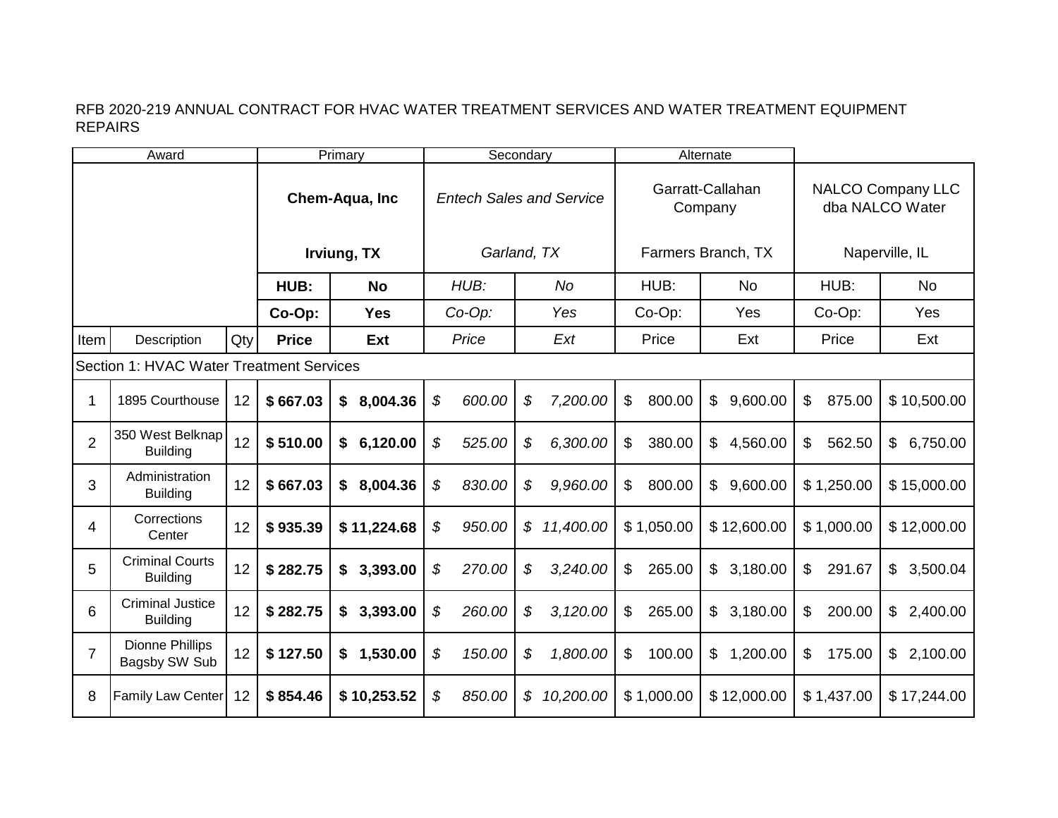RFB 2020-219 ANNUAL CONTRACT FOR HVAC WATER TREATMENT SERVICES AND WATER TREATMENT EQUIPMENT REPAIRS

| Award | | | Primary | | Secondary | | Alternate | | | |
|---|---|---|---|---|---|---|---|---|---|---|
| | | | **Chem-Aqua, Inc** | | *Entech Sales and Service* | | Garratt-Callahan Company | | NALCO Company LLC dba NALCO Water | |
| | | | **Irviung, TX** | | *Garland, TX* | | Farmers Branch, TX | | Naperville, IL | |
| | | | **HUB:** | **No** | *HUB:* | *No* | HUB: | No | HUB: | No |
| | | | **Co-Op:** | **Yes** | *Co-Op:* | *Yes* | Co-Op: | Yes | Co-Op: | Yes |
| Item | Description | Qty | **Price** | **Ext** | *Price* | *Ext* | Price | Ext | Price | Ext |
| Section 1: HVAC Water Treatment Services | | | | | | | | | | |
| 1 | 1895 Courthouse | 12 | **$ 667.03** | **$ 8,004.36** | *$ 600.00* | *$ 7,200.00* | $ 800.00 | $ 9,600.00 | $ 875.00 | $ 10,500.00 |
| 2 | 350 West Belknap Building | 12 | **$ 510.00** | **$ 6,120.00** | *$ 525.00* | *$ 6,300.00* | $ 380.00 | $ 4,560.00 | $ 562.50 | $ 6,750.00 |
| 3 | Administration Building | 12 | **$ 667.03** | **$ 8,004.36** | *$ 830.00* | *$ 9,960.00* | $ 800.00 | $ 9,600.00 | $ 1,250.00 | $ 15,000.00 |
| 4 | Corrections Center | 12 | **$ 935.39** | **$ 11,224.68** | *$ 950.00* | *$ 11,400.00* | $ 1,050.00 | $ 12,600.00 | $ 1,000.00 | $ 12,000.00 |
| 5 | Criminal Courts Building | 12 | **$ 282.75** | **$ 3,393.00** | *$ 270.00* | *$ 3,240.00* | $ 265.00 | $ 3,180.00 | $ 291.67 | $ 3,500.04 |
| 6 | Criminal Justice Building | 12 | **$ 282.75** | **$ 3,393.00** | *$ 260.00* | *$ 3,120.00* | $ 265.00 | $ 3,180.00 | $ 200.00 | $ 2,400.00 |
| 7 | Dionne Phillips Bagsby SW Sub | 12 | **$ 127.50** | **$ 1,530.00** | *$ 150.00* | *$ 1,800.00* | $ 100.00 | $ 1,200.00 | $ 175.00 | $ 2,100.00 |
| 8 | Family Law Center | 12 | **$ 854.46** | **$ 10,253.52** | *$ 850.00* | *$ 10,200.00* | $ 1,000.00 | $ 12,000.00 | $ 1,437.00 | $ 17,244.00 |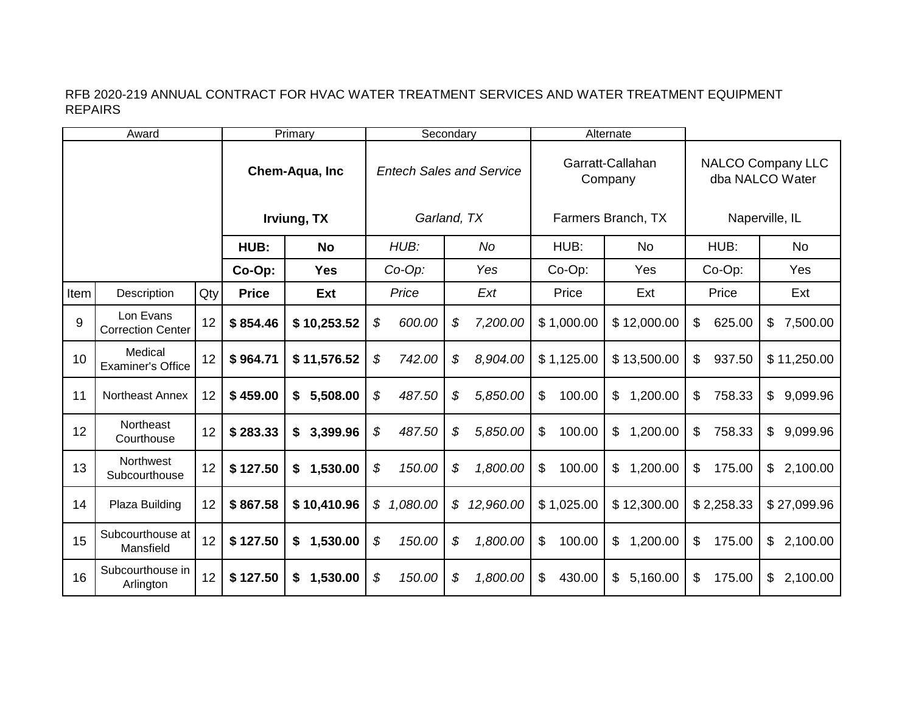RFB 2020-219 ANNUAL CONTRACT FOR HVAC WATER TREATMENT SERVICES AND WATER TREATMENT EQUIPMENT REPAIRS

| Award | | | Primary | | Secondary | | Alternate | | | |
|---|---|---|---|---|---|---|---|---|---|---|
| | | | **Chem-Aqua, Inc**<br><br>**Irviung, TX** | | *Entech Sales and Service*<br><br>*Garland, TX* | | Garratt-Callahan Company<br><br>Farmers Branch, TX | | NALCO Company LLC dba NALCO Water<br><br>Naperville, IL | |
| | | | **HUB:** | **No** | *HUB:* | *No* | HUB: | No | HUB: | No |
| | | | **Co-Op:** | **Yes** | *Co-Op:* | *Yes* | Co-Op: | Yes | Co-Op: | Yes |
| Item | Description | Qty | **Price** | **Ext** | *Price* | *Ext* | Price | Ext | Price | Ext |
| 9 | Lon Evans Correction Center | 12 | **$ 854.46** | **$ 10,253.52** | *$ 600.00* | *$ 7,200.00* | $ 1,000.00 | $ 12,000.00 | $ 625.00 | $ 7,500.00 |
| 10 | Medical Examiner's Office | 12 | **$ 964.71** | **$ 11,576.52** | *$ 742.00* | *$ 8,904.00* | $ 1,125.00 | $ 13,500.00 | $ 937.50 | $ 11,250.00 |
| 11 | Northeast Annex | 12 | **$ 459.00** | **$ 5,508.00** | *$ 487.50* | *$ 5,850.00* | $ 100.00 | $ 1,200.00 | $ 758.33 | $ 9,099.96 |
| 12 | Northeast Courthouse | 12 | **$ 283.33** | **$ 3,399.96** | *$ 487.50* | *$ 5,850.00* | $ 100.00 | $ 1,200.00 | $ 758.33 | $ 9,099.96 |
| 13 | Northwest Subcourthouse | 12 | **$ 127.50** | **$ 1,530.00** | *$ 150.00* | *$ 1,800.00* | $ 100.00 | $ 1,200.00 | $ 175.00 | $ 2,100.00 |
| 14 | Plaza Building | 12 | **$ 867.58** | **$ 10,410.96** | *$ 1,080.00* | *$ 12,960.00* | $ 1,025.00 | $ 12,300.00 | $ 2,258.33 | $ 27,099.96 |
| 15 | Subcourthouse at Mansfield | 12 | **$ 127.50** | **$ 1,530.00** | *$ 150.00* | *$ 1,800.00* | $ 100.00 | $ 1,200.00 | $ 175.00 | $ 2,100.00 |
| 16 | Subcourthouse in Arlington | 12 | **$ 127.50** | **$ 1,530.00** | *$ 150.00* | *$ 1,800.00* | $ 430.00 | $ 5,160.00 | $ 175.00 | $ 2,100.00 |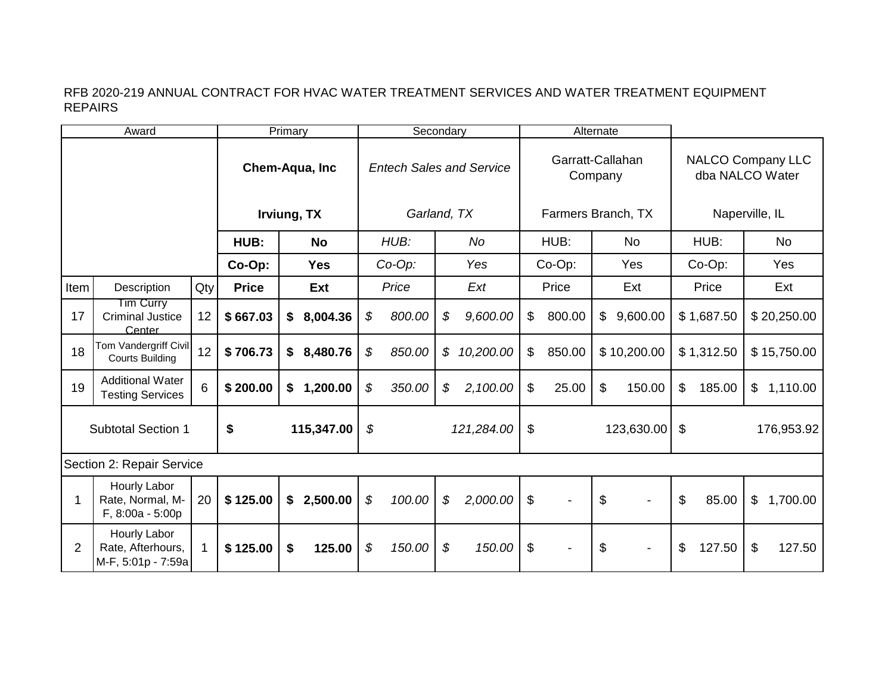RFB 2020-219 ANNUAL CONTRACT FOR HVAC WATER TREATMENT SERVICES AND WATER TREATMENT EQUIPMENT REPAIRS

| Award | | | Primary | | Secondary | | Alternate | | | |
|---|---|---|---|---|---|---|---|---|---|---|
| | | | **Chem-Aqua, Inc**<br>**Irviung, TX** | | *Entech Sales and Service*<br>*Garland, TX* | | Garratt-Callahan Company<br>Farmers Branch, TX | | NALCO Company LLC dba NALCO Water<br>Naperville, IL | |
| | | | **HUB:** | **No** | *HUB:* | *No* | HUB: | No | HUB: | No |
| | | | **Co-Op:** | **Yes** | *Co-Op:* | *Yes* | Co-Op: | Yes | Co-Op: | Yes |
| Item | Description | Qty | **Price** | **Ext** | *Price* | *Ext* | Price | Ext | Price | Ext |
| 17 | Tim Curry Criminal Justice Center | 12 | **$ 667.03** | **$ 8,004.36** | *$ 800.00* | *$ 9,600.00* | $ 800.00 | $ 9,600.00 | $ 1,687.50 | $ 20,250.00 |
| 18 | Tom Vandergriff Civil Courts Building | 12 | **$ 706.73** | **$ 8,480.76** | *$ 850.00* | *$ 10,200.00* | $ 850.00 | $ 10,200.00 | $ 1,312.50 | $ 15,750.00 |
| 19 | Additional Water Testing Services | 6 | **$ 200.00** | **$ 1,200.00** | *$ 350.00* | *$ 2,100.00* | $ 25.00 | $ 150.00 | $ 185.00 | $ 1,110.00 |
| Subtotal Section 1 | | | **$ 115,347.00** | | *$ 121,284.00* | | $ 123,630.00 | | $ 176,953.92 | |
| Section 2: Repair Service | | | | | | | | | | |
| 1 | Hourly Labor Rate, Normal, M-F, 8:00a - 5:00p | 20 | **$ 125.00** | **$ 2,500.00** | *$ 100.00* | *$ 2,000.00* | $ - | $ - | $ 85.00 | $ 1,700.00 |
| 2 | Hourly Labor Rate, Afterhours, M-F, 5:01p - 7:59a | 1 | **$ 125.00** | **$ 125.00** | *$ 150.00* | *$ 150.00* | $ - | $ - | $ 127.50 | $ 127.50 |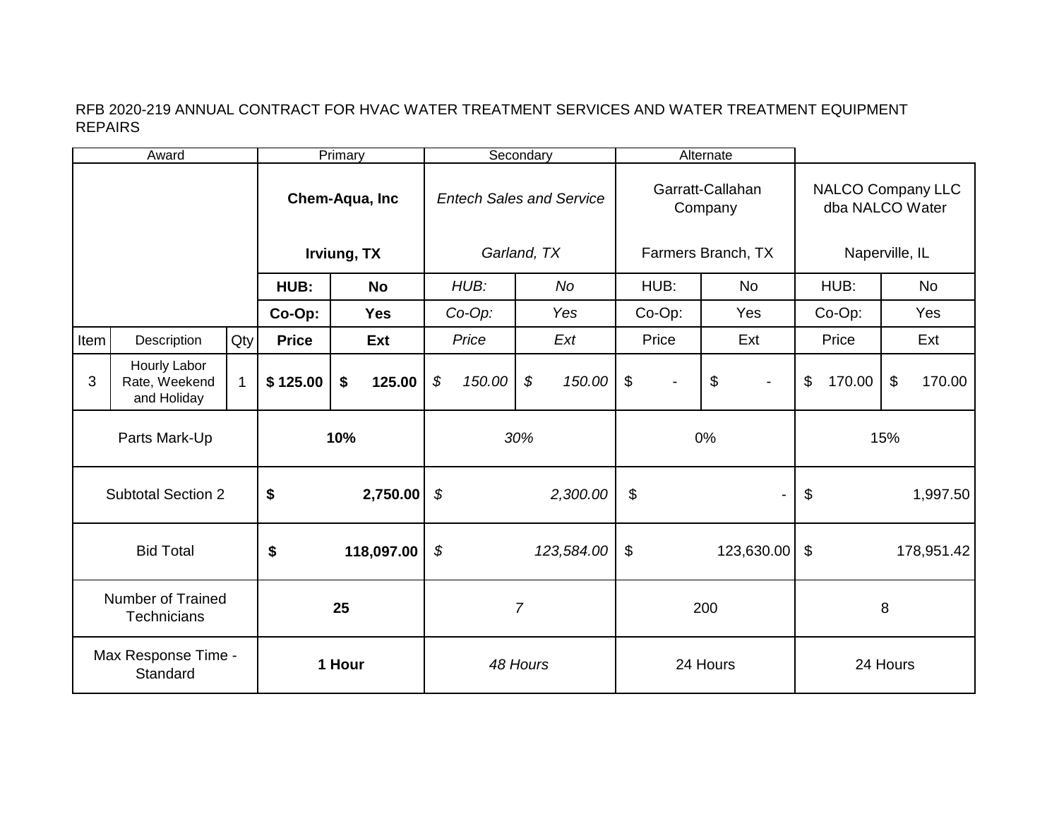RFB 2020-219 ANNUAL CONTRACT FOR HVAC WATER TREATMENT SERVICES AND WATER TREATMENT EQUIPMENT REPAIRS

| Award | | | Primary | | Secondary | | Alternate | | | |
|---|---|---|---|---|---|---|---|---|---|---|
| | | | **Chem-Aqua, Inc** | | *Entech Sales and Service* | | Garratt-Callahan Company | | NALCO Company LLC dba NALCO Water | |
| | | | **Irviung, TX** | | *Garland, TX* | | Farmers Branch, TX | | Naperville, IL | |
| | | | **HUB:** | **No** | *HUB:* | *No* | HUB: | No | HUB: | No |
| | | | **Co-Op:** | **Yes** | *Co-Op:* | *Yes* | Co-Op: | Yes | Co-Op: | Yes |
| Item | Description | Qty | **Price** | **Ext** | *Price* | *Ext* | Price | Ext | Price | Ext |
| 3 | Hourly Labor Rate, Weekend and Holiday | 1 | **$ 125.00** | **$ 125.00** | *$ 150.00* | *$ 150.00* | $ - | $ - | $ 170.00 | $ 170.00 |
| Parts Mark-Up | | | **10%** | | *30%* | | 0% | | 15% | |
| Subtotal Section 2 | | | **$ 2,750.00** | | *$ 2,300.00* | | $ - | | $ 1,997.50 | |
| Bid Total | | | **$ 118,097.00** | | *$ 123,584.00* | | $ 123,630.00 | | $ 178,951.42 | |
| Number of Trained Technicians | | | **25** | | *7* | | 200 | | 8 | |
| Max Response Time - Standard | | | **1 Hour** | | *48 Hours* | | 24 Hours | | 24 Hours | |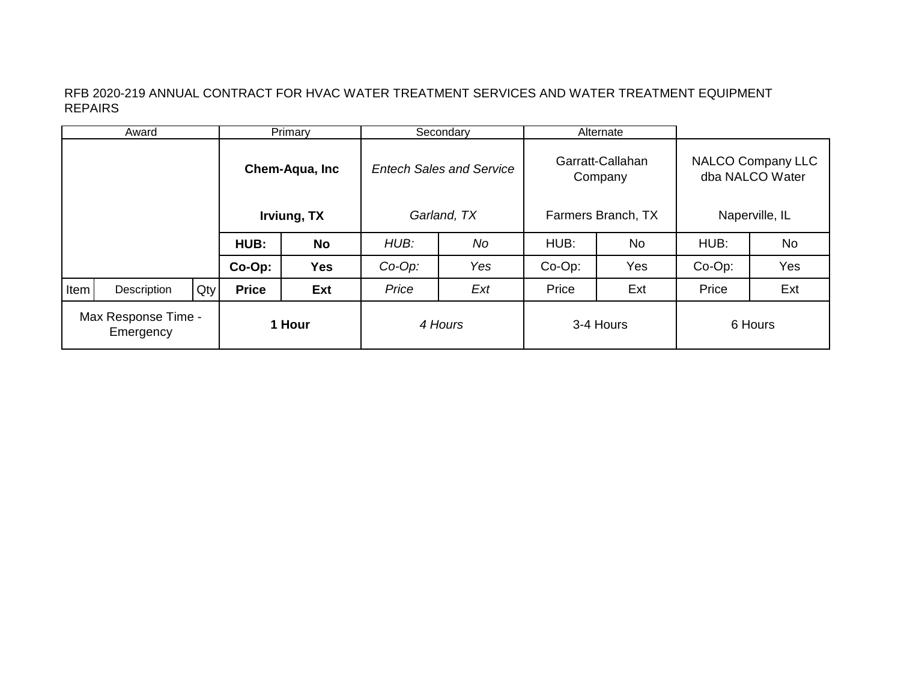RFB 2020-219 ANNUAL CONTRACT FOR HVAC WATER TREATMENT SERVICES AND WATER TREATMENT EQUIPMENT REPAIRS

| Award | | | Primary | | Secondary | | Alternate | | | |
|---|---|---|---|---|---|---|---|---|---|---|
| | | | **Chem-Aqua, Inc** | | *Entech Sales and Service* | | Garratt-Callahan Company | | NALCO Company LLC dba NALCO Water | |
| | | | **Irviung, TX** | | *Garland, TX* | | Farmers Branch, TX | | Naperville, IL | |
| | | | **HUB:** | **No** | *HUB:* | *No* | HUB: | No | HUB: | No |
| | | | **Co-Op:** | **Yes** | *Co-Op:* | *Yes* | Co-Op: | Yes | Co-Op: | Yes |
| Item | Description | Qty | **Price** | **Ext** | *Price* | *Ext* | Price | Ext | Price | Ext |
| Max Response Time - Emergency | | | **1 Hour** | | *4 Hours* | | 3-4 Hours | | 6 Hours | |